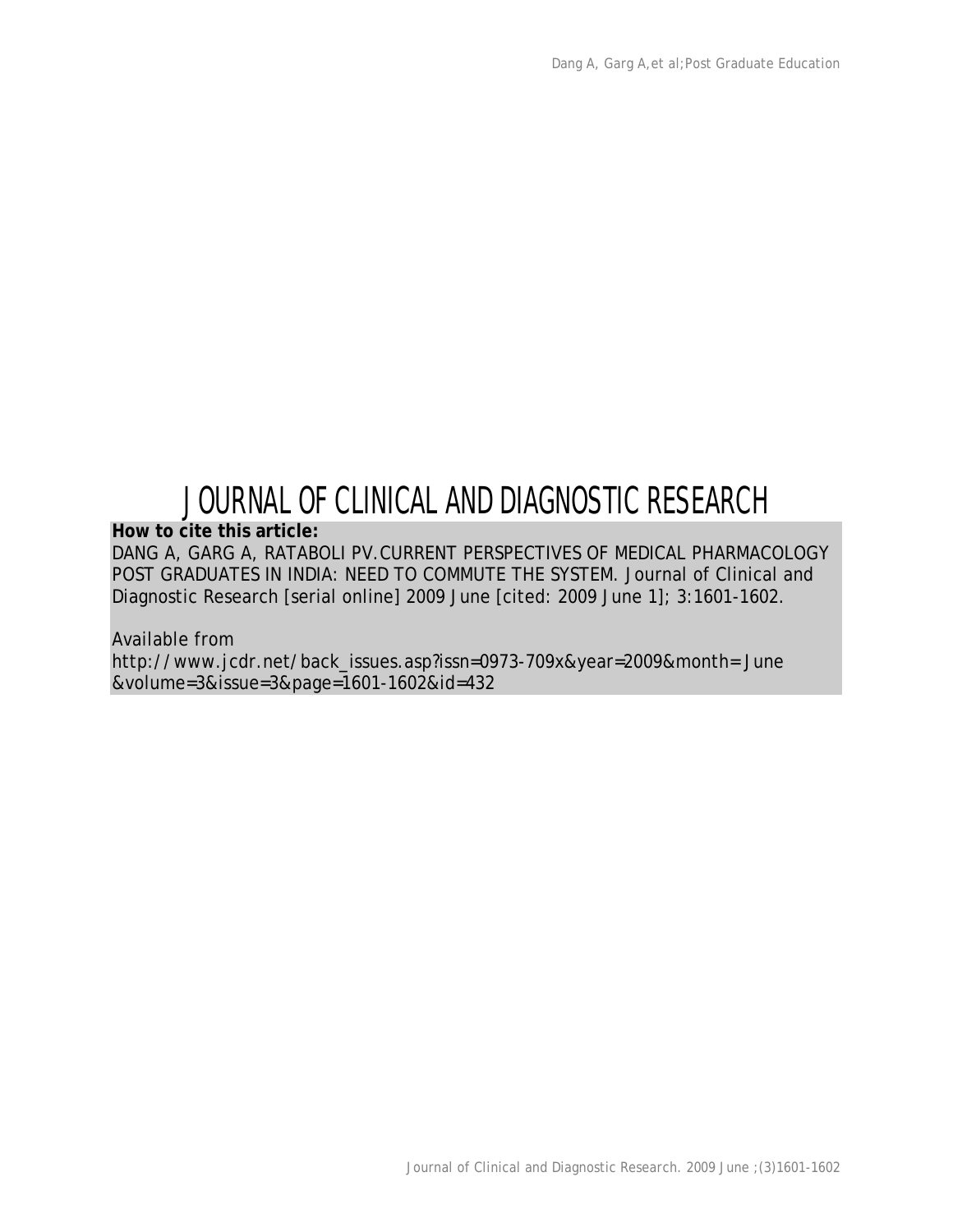# JOURNAL OF CLINICAL AND DIAGNOSTIC RESEARCH

**How to cite this article:**

DANG A, GARG A, RATABOLI PV.CURRENT PERSPECTIVES OF MEDICAL PHARMACOLOGY POST GRADUATES IN INDIA: NEED TO COMMUTE THE SYSTEM. Journal of Clinical and Diagnostic Research [serial online] 2009 June [cited: 2009 June 1]; 3:1601-1602.

Available from

http://www.jcdr.net/back_issues.asp?issn=0973-709x&year=2009&month= June &volume=3&issue=3&page=1601-1602&id=432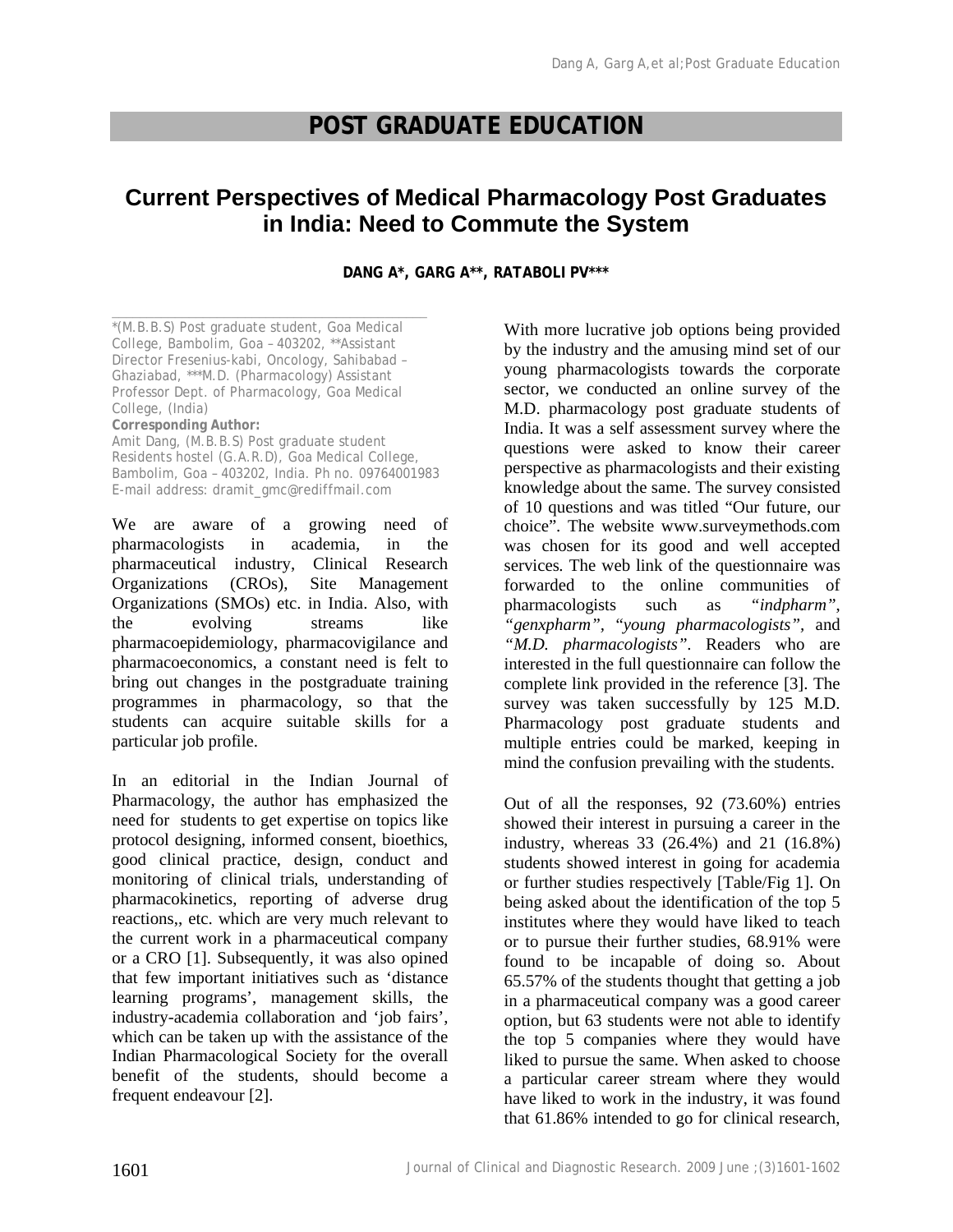# POST GRADUATE EDUCATION

## Current Perspectives of Medical Pharmacology Post Graduates in India: Need to Commute the System

**DANG A*, GARG A**, RATABOLI PV*****

*(M.B.B.S) Post graduate student, Goa Medical College, Bambolim, Goa – 403202, **Assistant Director Fresenius-kabi, Oncology, Sahibabad – Ghaziabad, ***M.D. (Pharmacology) Assistant Professor Dept. of Pharmacology, Goa Medical College, (India)

**Corresponding Author:**
Amit Dang, (M.B.B.S) Post graduate student Residents hostel (G.A.R.D), Goa Medical College, Bambolim, Goa – 403202, India. Ph no. 09764001983
E-mail address: dramit_gmc@rediffmail.com

We are aware of a growing need of pharmacologists in academia, in the pharmaceutical industry, Clinical Research Organizations (CROs), Site Management Organizations (SMOs) etc. in India. Also, with the evolving streams like pharmacoepidemiology, pharmacovigilance and pharmacoeconomics, a constant need is felt to bring out changes in the postgraduate training programmes in pharmacology, so that the students can acquire suitable skills for a particular job profile.

In an editorial in the Indian Journal of Pharmacology, the author has emphasized the need for students to get expertise on topics like protocol designing, informed consent, bioethics, good clinical practice, design, conduct and monitoring of clinical trials, understanding of pharmacokinetics, reporting of adverse drug reactions,, etc. which are very much relevant to the current work in a pharmaceutical company or a CRO [1]. Subsequently, it was also opined that few important initiatives such as 'distance learning programs', management skills, the industry-academia collaboration and 'job fairs', which can be taken up with the assistance of the Indian Pharmacological Society for the overall benefit of the students, should become a frequent endeavour [2].

With more lucrative job options being provided by the industry and the amusing mind set of our young pharmacologists towards the corporate sector, we conducted an online survey of the M.D. pharmacology post graduate students of India. It was a self assessment survey where the questions were asked to know their career perspective as pharmacologists and their existing knowledge about the same. The survey consisted of 10 questions and was titled "Our future, our choice". The website www.surveymethods.com was chosen for its good and well accepted services. The web link of the questionnaire was forwarded to the online communities of pharmacologists such as *"indpharm"*, *"genxpharm"*, *"young pharmacologists"*, and *"M.D. pharmacologists"*. Readers who are interested in the full questionnaire can follow the complete link provided in the reference [3]. The survey was taken successfully by 125 M.D. Pharmacology post graduate students and multiple entries could be marked, keeping in mind the confusion prevailing with the students.

Out of all the responses, 92 (73.60%) entries showed their interest in pursuing a career in the industry, whereas 33 (26.4%) and 21 (16.8%) students showed interest in going for academia or further studies respectively [Table/Fig 1]. On being asked about the identification of the top 5 institutes where they would have liked to teach or to pursue their further studies, 68.91% were found to be incapable of doing so. About 65.57% of the students thought that getting a job in a pharmaceutical company was a good career option, but 63 students were not able to identify the top 5 companies where they would have liked to pursue the same. When asked to choose a particular career stream where they would have liked to work in the industry, it was found that 61.86% intended to go for clinical research,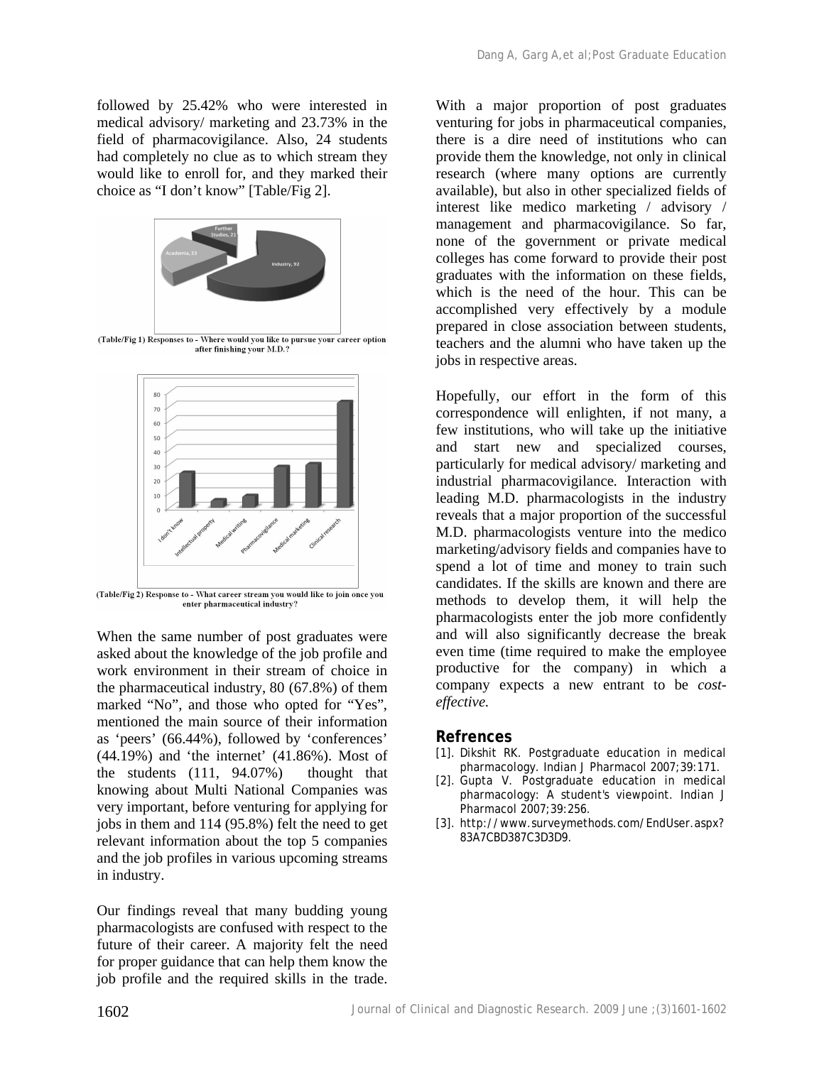followed by 25.42% who were interested in medical advisory/ marketing and 23.73% in the field of pharmacovigilance. Also, 24 students had completely no clue as to which stream they would like to enroll for, and they marked their choice as "I don't know" [Table/Fig 2].

Further Studies, 21
Academia, 33
Industry, 92

(Table/Fig 1) Responses to - Where would you like to pursue your career option after finishing your M.D.?

80
70
60
50
40
30
20
10
0
I don't know
Intellectual property
Medical writing
Pharmacovigilance
Medical marketing
Clinical research

(Table/Fig 2) Response to - What career stream you would like to join once you enter pharmaceutical industry?

When the same number of post graduates were asked about the knowledge of the job profile and work environment in their stream of choice in the pharmaceutical industry, 80 (67.8%) of them marked "No", and those who opted for "Yes", mentioned the main source of their information as 'peers' (66.44%), followed by 'conferences' (44.19%) and 'the internet' (41.86%). Most of the students (111, 94.07%) thought that knowing about Multi National Companies was very important, before venturing for applying for jobs in them and 114 (95.8%) felt the need to get relevant information about the top 5 companies and the job profiles in various upcoming streams in industry.

Our findings reveal that many budding young pharmacologists are confused with respect to the future of their career. A majority felt the need for proper guidance that can help them know the job profile and the required skills in the trade. With a major proportion of post graduates venturing for jobs in pharmaceutical companies, there is a dire need of institutions who can provide them the knowledge, not only in clinical research (where many options are currently available), but also in other specialized fields of interest like medico marketing / advisory / management and pharmacovigilance. So far, none of the government or private medical colleges has come forward to provide their post graduates with the information on these fields, which is the need of the hour. This can be accomplished very effectively by a module prepared in close association between students, teachers and the alumni who have taken up the jobs in respective areas.

Hopefully, our effort in the form of this correspondence will enlighten, if not many, a few institutions, who will take up the initiative and start new and specialized courses, particularly for medical advisory/ marketing and industrial pharmacovigilance. Interaction with leading M.D. pharmacologists in the industry reveals that a major proportion of the successful M.D. pharmacologists venture into the medico marketing/advisory fields and companies have to spend a lot of time and money to train such candidates. If the skills are known and there are methods to develop them, it will help the pharmacologists enter the job more confidently and will also significantly decrease the break even time (time required to make the employee productive for the company) in which a company expects a new entrant to be *cost-effective.*

## Refrences

[1]. Dikshit RK. Postgraduate education in medical pharmacology. Indian J Pharmacol 2007;39:171.

[2]. Gupta V. Postgraduate education in medical pharmacology: A student's viewpoint. Indian J Pharmacol 2007;39:256.

[3]. http://www.surveymethods.com/EndUser.aspx?83A7CBD387C3D3D9.